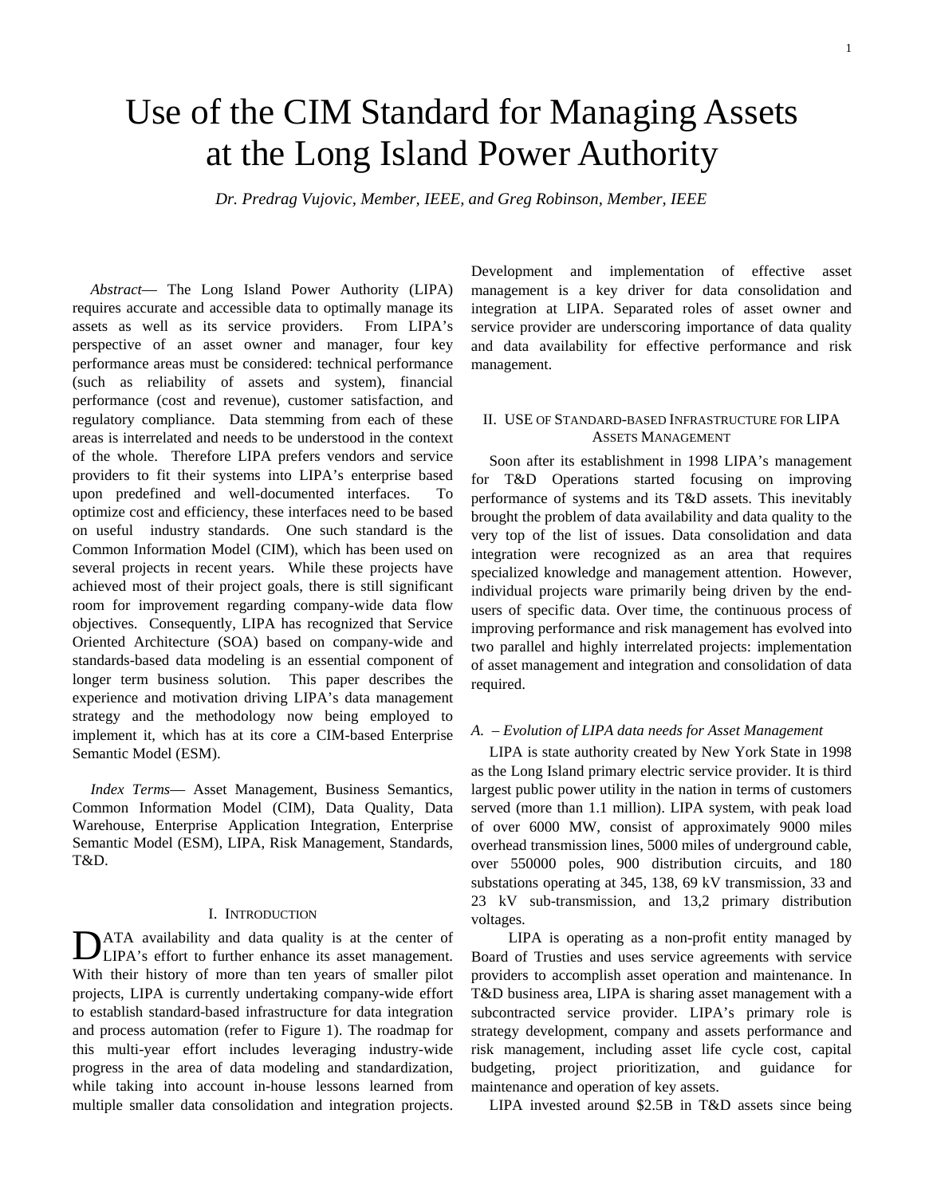# Use of the CIM Standard for Managing Assets at the Long Island Power Authority

*Dr. Predrag Vujovic, Member, IEEE, and Greg Robinson, Member, IEEE*

*Abstract*— The Long Island Power Authority (LIPA) requires accurate and accessible data to optimally manage its assets as well as its service providers. From LIPA's perspective of an asset owner and manager, four key performance areas must be considered: technical performance (such as reliability of assets and system), financial performance (cost and revenue), customer satisfaction, and regulatory compliance. Data stemming from each of these areas is interrelated and needs to be understood in the context of the whole. Therefore LIPA prefers vendors and service providers to fit their systems into LIPA's enterprise based upon predefined and well-documented interfaces. To optimize cost and efficiency, these interfaces need to be based on useful industry standards. One such standard is the Common Information Model (CIM), which has been used on several projects in recent years. While these projects have achieved most of their project goals, there is still significant room for improvement regarding company-wide data flow objectives. Consequently, LIPA has recognized that Service Oriented Architecture (SOA) based on company-wide and standards-based data modeling is an essential component of longer term business solution. This paper describes the experience and motivation driving LIPA's data management strategy and the methodology now being employed to implement it, which has at its core a CIM-based Enterprise Semantic Model (ESM).

*Index Terms*— Asset Management, Business Semantics, Common Information Model (CIM), Data Quality, Data Warehouse, Enterprise Application Integration, Enterprise Semantic Model (ESM), LIPA, Risk Management, Standards, T&D.

## I. Introduction

DATA availability and data quality is at the center of LIPA's effort to further enhance its asset management. With their history of more than ten years of smaller pilot projects, LIPA is currently undertaking company-wide effort to establish standard-based infrastructure for data integration and process automation (refer to Figure 1). The roadmap for this multi-year effort includes leveraging industry-wide progress in the area of data modeling and standardization, while taking into account in-house lessons learned from multiple smaller data consolidation and integration projects. Development and implementation of effective asset management is a key driver for data consolidation and integration at LIPA. Separated roles of asset owner and service provider are underscoring importance of data quality and data availability for effective performance and risk management.

## II. Use of Standard-based Infrastructure for LIPA Assets Management

Soon after its establishment in 1998 LIPA's management for T&D Operations started focusing on improving performance of systems and its T&D assets. This inevitably brought the problem of data availability and data quality to the very top of the list of issues. Data consolidation and data integration were recognized as an area that requires specialized knowledge and management attention. However, individual projects ware primarily being driven by the end-users of specific data. Over time, the continuous process of improving performance and risk management has evolved into two parallel and highly interrelated projects: implementation of asset management and integration and consolidation of data required.

### *A. – Evolution of LIPA data needs for Asset Management*

LIPA is state authority created by New York State in 1998 as the Long Island primary electric service provider. It is third largest public power utility in the nation in terms of customers served (more than 1.1 million). LIPA system, with peak load of over 6000 MW, consist of approximately 9000 miles overhead transmission lines, 5000 miles of underground cable, over 550000 poles, 900 distribution circuits, and 180 substations operating at 345, 138, 69 kV transmission, 33 and 23 kV sub-transmission, and 13,2 primary distribution voltages.

LIPA is operating as a non-profit entity managed by Board of Trusties and uses service agreements with service providers to accomplish asset operation and maintenance. In T&D business area, LIPA is sharing asset management with a subcontracted service provider. LIPA's primary role is strategy development, company and assets performance and risk management, including asset life cycle cost, capital budgeting, project prioritization, and guidance for maintenance and operation of key assets.

LIPA invested around $2.5B in T&D assets since being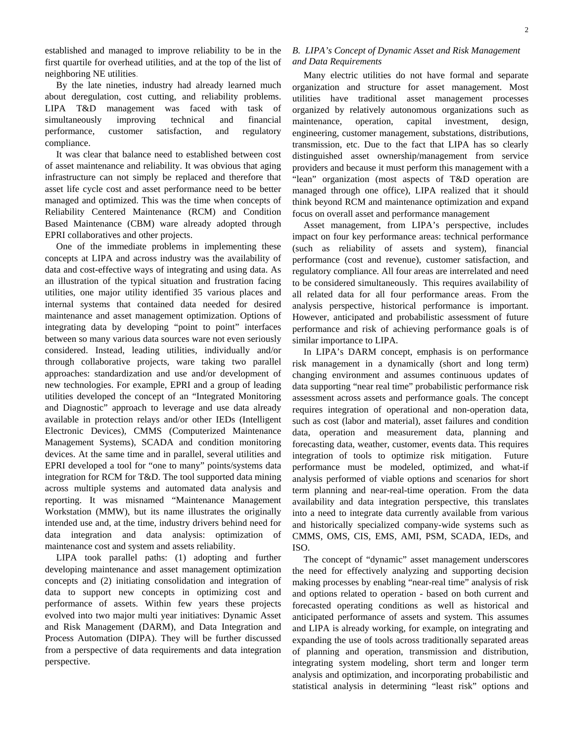established and managed to improve reliability to be in the first quartile for overhead utilities, and at the top of the list of neighboring NE utilities.

By the late nineties, industry had already learned much about deregulation, cost cutting, and reliability problems. LIPA T&D management was faced with task of simultaneously improving technical and financial performance, customer satisfaction, and regulatory compliance.

It was clear that balance need to established between cost of asset maintenance and reliability. It was obvious that aging infrastructure can not simply be replaced and therefore that asset life cycle cost and asset performance need to be better managed and optimized. This was the time when concepts of Reliability Centered Maintenance (RCM) and Condition Based Maintenance (CBM) ware already adopted through EPRI collaboratives and other projects.

One of the immediate problems in implementing these concepts at LIPA and across industry was the availability of data and cost-effective ways of integrating and using data. As an illustration of the typical situation and frustration facing utilities, one major utility identified 35 various places and internal systems that contained data needed for desired maintenance and asset management optimization. Options of integrating data by developing "point to point" interfaces between so many various data sources ware not even seriously considered. Instead, leading utilities, individually and/or through collaborative projects, ware taking two parallel approaches: standardization and use and/or development of new technologies. For example, EPRI and a group of leading utilities developed the concept of an "Integrated Monitoring and Diagnostic" approach to leverage and use data already available in protection relays and/or other IEDs (Intelligent Electronic Devices), CMMS (Computerized Maintenance Management Systems), SCADA and condition monitoring devices. At the same time and in parallel, several utilities and EPRI developed a tool for "one to many" points/systems data integration for RCM for T&D. The tool supported data mining across multiple systems and automated data analysis and reporting. It was misnamed "Maintenance Management Workstation (MMW), but its name illustrates the originally intended use and, at the time, industry drivers behind need for data integration and data analysis: optimization of maintenance cost and system and assets reliability.

LIPA took parallel paths: (1) adopting and further developing maintenance and asset management optimization concepts and (2) initiating consolidation and integration of data to support new concepts in optimizing cost and performance of assets. Within few years these projects evolved into two major multi year initiatives: Dynamic Asset and Risk Management (DARM), and Data Integration and Process Automation (DIPA). They will be further discussed from a perspective of data requirements and data integration perspective.

### *B. LIPA's Concept of Dynamic Asset and Risk Management and Data Requirements*

Many electric utilities do not have formal and separate organization and structure for asset management. Most utilities have traditional asset management processes organized by relatively autonomous organizations such as maintenance, operation, capital investment, design, engineering, customer management, substations, distributions, transmission, etc. Due to the fact that LIPA has so clearly distinguished asset ownership/management from service providers and because it must perform this management with a "lean" organization (most aspects of T&D operation are managed through one office), LIPA realized that it should think beyond RCM and maintenance optimization and expand focus on overall asset and performance management

Asset management, from LIPA's perspective, includes impact on four key performance areas: technical performance (such as reliability of assets and system), financial performance (cost and revenue), customer satisfaction, and regulatory compliance. All four areas are interrelated and need to be considered simultaneously. This requires availability of all related data for all four performance areas. From the analysis perspective, historical performance is important. However, anticipated and probabilistic assessment of future performance and risk of achieving performance goals is of similar importance to LIPA.

In LIPA's DARM concept, emphasis is on performance risk management in a dynamically (short and long term) changing environment and assumes continuous updates of data supporting "near real time" probabilistic performance risk assessment across assets and performance goals. The concept requires integration of operational and non-operation data, such as cost (labor and material), asset failures and condition data, operation and measurement data, planning and forecasting data, weather, customer, events data. This requires integration of tools to optimize risk mitigation. Future performance must be modeled, optimized, and what-if analysis performed of viable options and scenarios for short term planning and near-real-time operation. From the data availability and data integration perspective, this translates into a need to integrate data currently available from various and historically specialized company-wide systems such as CMMS, OMS, CIS, EMS, AMI, PSM, SCADA, IEDs, and ISO.

The concept of "dynamic" asset management underscores the need for effectively analyzing and supporting decision making processes by enabling "near-real time" analysis of risk and options related to operation - based on both current and forecasted operating conditions as well as historical and anticipated performance of assets and system. This assumes and LIPA is already working, for example, on integrating and expanding the use of tools across traditionally separated areas of planning and operation, transmission and distribution, integrating system modeling, short term and longer term analysis and optimization, and incorporating probabilistic and statistical analysis in determining "least risk" options and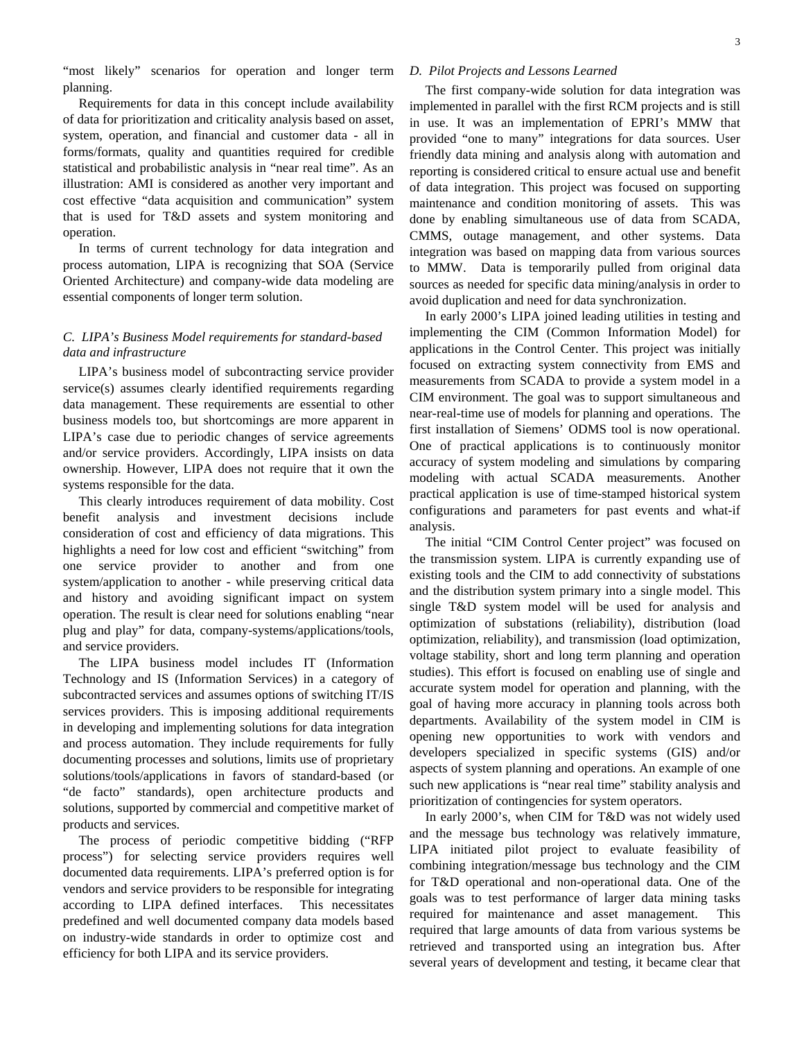"most likely" scenarios for operation and longer term planning.

Requirements for data in this concept include availability of data for prioritization and criticality analysis based on asset, system, operation, and financial and customer data - all in forms/formats, quality and quantities required for credible statistical and probabilistic analysis in "near real time". As an illustration: AMI is considered as another very important and cost effective "data acquisition and communication" system that is used for T&D assets and system monitoring and operation.

In terms of current technology for data integration and process automation, LIPA is recognizing that SOA (Service Oriented Architecture) and company-wide data modeling are essential components of longer term solution.

### *C. LIPA's Business Model requirements for standard-based data and infrastructure*

LIPA's business model of subcontracting service provider service(s) assumes clearly identified requirements regarding data management. These requirements are essential to other business models too, but shortcomings are more apparent in LIPA's case due to periodic changes of service agreements and/or service providers. Accordingly, LIPA insists on data ownership. However, LIPA does not require that it own the systems responsible for the data.

This clearly introduces requirement of data mobility. Cost benefit analysis and investment decisions include consideration of cost and efficiency of data migrations. This highlights a need for low cost and efficient "switching" from one service provider to another and from one system/application to another - while preserving critical data and history and avoiding significant impact on system operation. The result is clear need for solutions enabling "near plug and play" for data, company-systems/applications/tools, and service providers.

The LIPA business model includes IT (Information Technology and IS (Information Services) in a category of subcontracted services and assumes options of switching IT/IS services providers. This is imposing additional requirements in developing and implementing solutions for data integration and process automation. They include requirements for fully documenting processes and solutions, limits use of proprietary solutions/tools/applications in favors of standard-based (or "de facto" standards), open architecture products and solutions, supported by commercial and competitive market of products and services.

The process of periodic competitive bidding ("RFP process") for selecting service providers requires well documented data requirements. LIPA's preferred option is for vendors and service providers to be responsible for integrating according to LIPA defined interfaces. This necessitates predefined and well documented company data models based on industry-wide standards in order to optimize cost and efficiency for both LIPA and its service providers.

### *D. Pilot Projects and Lessons Learned*

The first company-wide solution for data integration was implemented in parallel with the first RCM projects and is still in use. It was an implementation of EPRI's MMW that provided "one to many" integrations for data sources. User friendly data mining and analysis along with automation and reporting is considered critical to ensure actual use and benefit of data integration. This project was focused on supporting maintenance and condition monitoring of assets. This was done by enabling simultaneous use of data from SCADA, CMMS, outage management, and other systems. Data integration was based on mapping data from various sources to MMW. Data is temporarily pulled from original data sources as needed for specific data mining/analysis in order to avoid duplication and need for data synchronization.

In early 2000's LIPA joined leading utilities in testing and implementing the CIM (Common Information Model) for applications in the Control Center. This project was initially focused on extracting system connectivity from EMS and measurements from SCADA to provide a system model in a CIM environment. The goal was to support simultaneous and near-real-time use of models for planning and operations. The first installation of Siemens' ODMS tool is now operational. One of practical applications is to continuously monitor accuracy of system modeling and simulations by comparing modeling with actual SCADA measurements. Another practical application is use of time-stamped historical system configurations and parameters for past events and what-if analysis.

The initial "CIM Control Center project" was focused on the transmission system. LIPA is currently expanding use of existing tools and the CIM to add connectivity of substations and the distribution system primary into a single model. This single T&D system model will be used for analysis and optimization of substations (reliability), distribution (load optimization, reliability), and transmission (load optimization, voltage stability, short and long term planning and operation studies). This effort is focused on enabling use of single and accurate system model for operation and planning, with the goal of having more accuracy in planning tools across both departments. Availability of the system model in CIM is opening new opportunities to work with vendors and developers specialized in specific systems (GIS) and/or aspects of system planning and operations. An example of one such new applications is "near real time" stability analysis and prioritization of contingencies for system operators.

In early 2000's, when CIM for T&D was not widely used and the message bus technology was relatively immature, LIPA initiated pilot project to evaluate feasibility of combining integration/message bus technology and the CIM for T&D operational and non-operational data. One of the goals was to test performance of larger data mining tasks required for maintenance and asset management. This required that large amounts of data from various systems be retrieved and transported using an integration bus. After several years of development and testing, it became clear that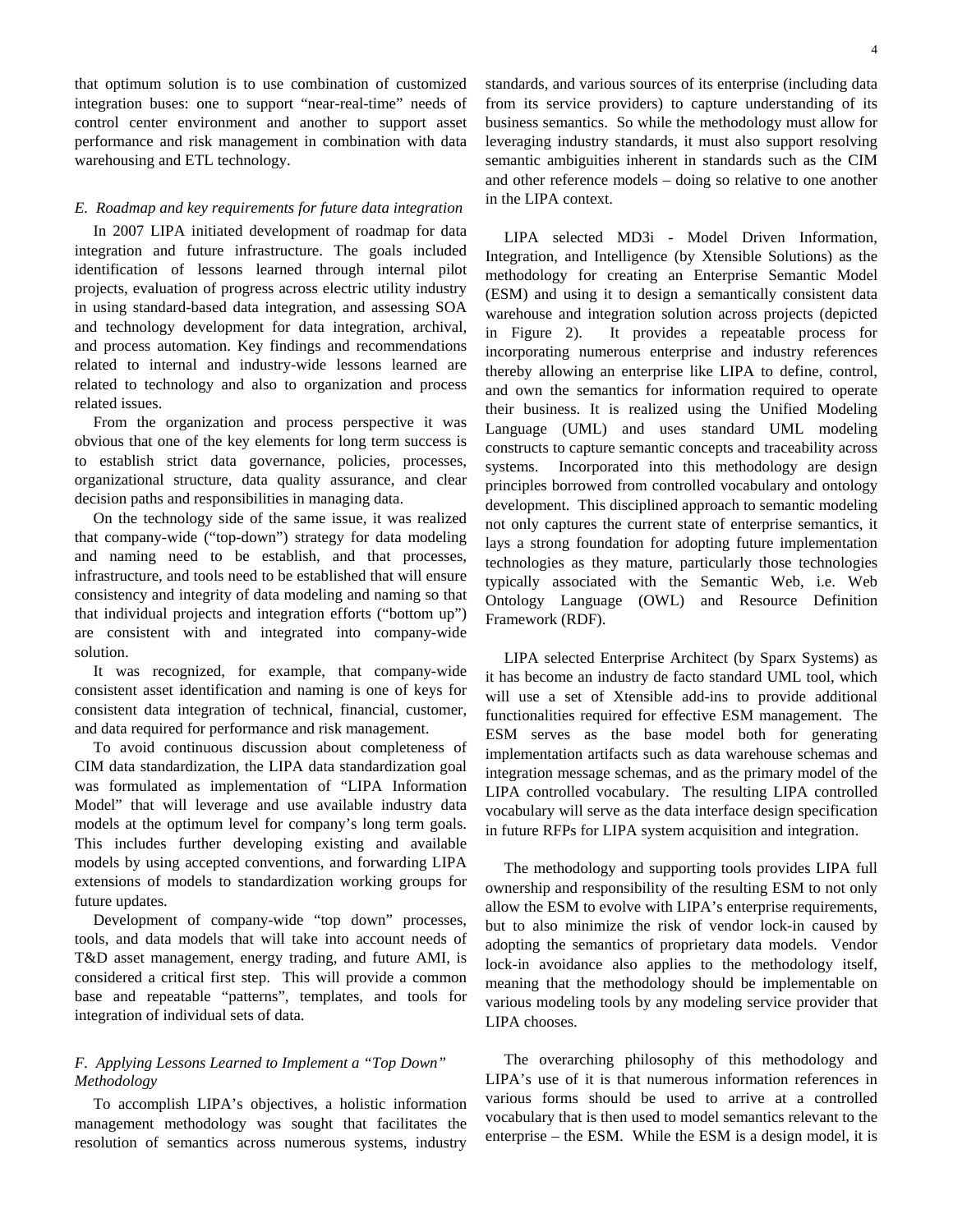that optimum solution is to use combination of customized integration buses: one to support "near-real-time" needs of control center environment and another to support asset performance and risk management in combination with data warehousing and ETL technology.

### *E. Roadmap and key requirements for future data integration*

In 2007 LIPA initiated development of roadmap for data integration and future infrastructure. The goals included identification of lessons learned through internal pilot projects, evaluation of progress across electric utility industry in using standard-based data integration, and assessing SOA and technology development for data integration, archival, and process automation. Key findings and recommendations related to internal and industry-wide lessons learned are related to technology and also to organization and process related issues.

From the organization and process perspective it was obvious that one of the key elements for long term success is to establish strict data governance, policies, processes, organizational structure, data quality assurance, and clear decision paths and responsibilities in managing data.

On the technology side of the same issue, it was realized that company-wide ("top-down") strategy for data modeling and naming need to be establish, and that processes, infrastructure, and tools need to be established that will ensure consistency and integrity of data modeling and naming so that that individual projects and integration efforts ("bottom up") are consistent with and integrated into company-wide solution.

It was recognized, for example, that company-wide consistent asset identification and naming is one of keys for consistent data integration of technical, financial, customer, and data required for performance and risk management.

To avoid continuous discussion about completeness of CIM data standardization, the LIPA data standardization goal was formulated as implementation of "LIPA Information Model" that will leverage and use available industry data models at the optimum level for company's long term goals. This includes further developing existing and available models by using accepted conventions, and forwarding LIPA extensions of models to standardization working groups for future updates.

Development of company-wide "top down" processes, tools, and data models that will take into account needs of T&D asset management, energy trading, and future AMI, is considered a critical first step. This will provide a common base and repeatable "patterns", templates, and tools for integration of individual sets of data.

### *F. Applying Lessons Learned to Implement a "Top Down" Methodology*

To accomplish LIPA's objectives, a holistic information management methodology was sought that facilitates the resolution of semantics across numerous systems, industry standards, and various sources of its enterprise (including data from its service providers) to capture understanding of its business semantics. So while the methodology must allow for leveraging industry standards, it must also support resolving semantic ambiguities inherent in standards such as the CIM and other reference models – doing so relative to one another in the LIPA context.

LIPA selected MD3i - Model Driven Information, Integration, and Intelligence (by Xtensible Solutions) as the methodology for creating an Enterprise Semantic Model (ESM) and using it to design a semantically consistent data warehouse and integration solution across projects (depicted in Figure 2). It provides a repeatable process for incorporating numerous enterprise and industry references thereby allowing an enterprise like LIPA to define, control, and own the semantics for information required to operate their business. It is realized using the Unified Modeling Language (UML) and uses standard UML modeling constructs to capture semantic concepts and traceability across systems. Incorporated into this methodology are design principles borrowed from controlled vocabulary and ontology development. This disciplined approach to semantic modeling not only captures the current state of enterprise semantics, it lays a strong foundation for adopting future implementation technologies as they mature, particularly those technologies typically associated with the Semantic Web, i.e. Web Ontology Language (OWL) and Resource Definition Framework (RDF).

LIPA selected Enterprise Architect (by Sparx Systems) as it has become an industry de facto standard UML tool, which will use a set of Xtensible add-ins to provide additional functionalities required for effective ESM management. The ESM serves as the base model both for generating implementation artifacts such as data warehouse schemas and integration message schemas, and as the primary model of the LIPA controlled vocabulary. The resulting LIPA controlled vocabulary will serve as the data interface design specification in future RFPs for LIPA system acquisition and integration.

The methodology and supporting tools provides LIPA full ownership and responsibility of the resulting ESM to not only allow the ESM to evolve with LIPA's enterprise requirements, but to also minimize the risk of vendor lock-in caused by adopting the semantics of proprietary data models. Vendor lock-in avoidance also applies to the methodology itself, meaning that the methodology should be implementable on various modeling tools by any modeling service provider that LIPA chooses.

The overarching philosophy of this methodology and LIPA's use of it is that numerous information references in various forms should be used to arrive at a controlled vocabulary that is then used to model semantics relevant to the enterprise – the ESM. While the ESM is a design model, it is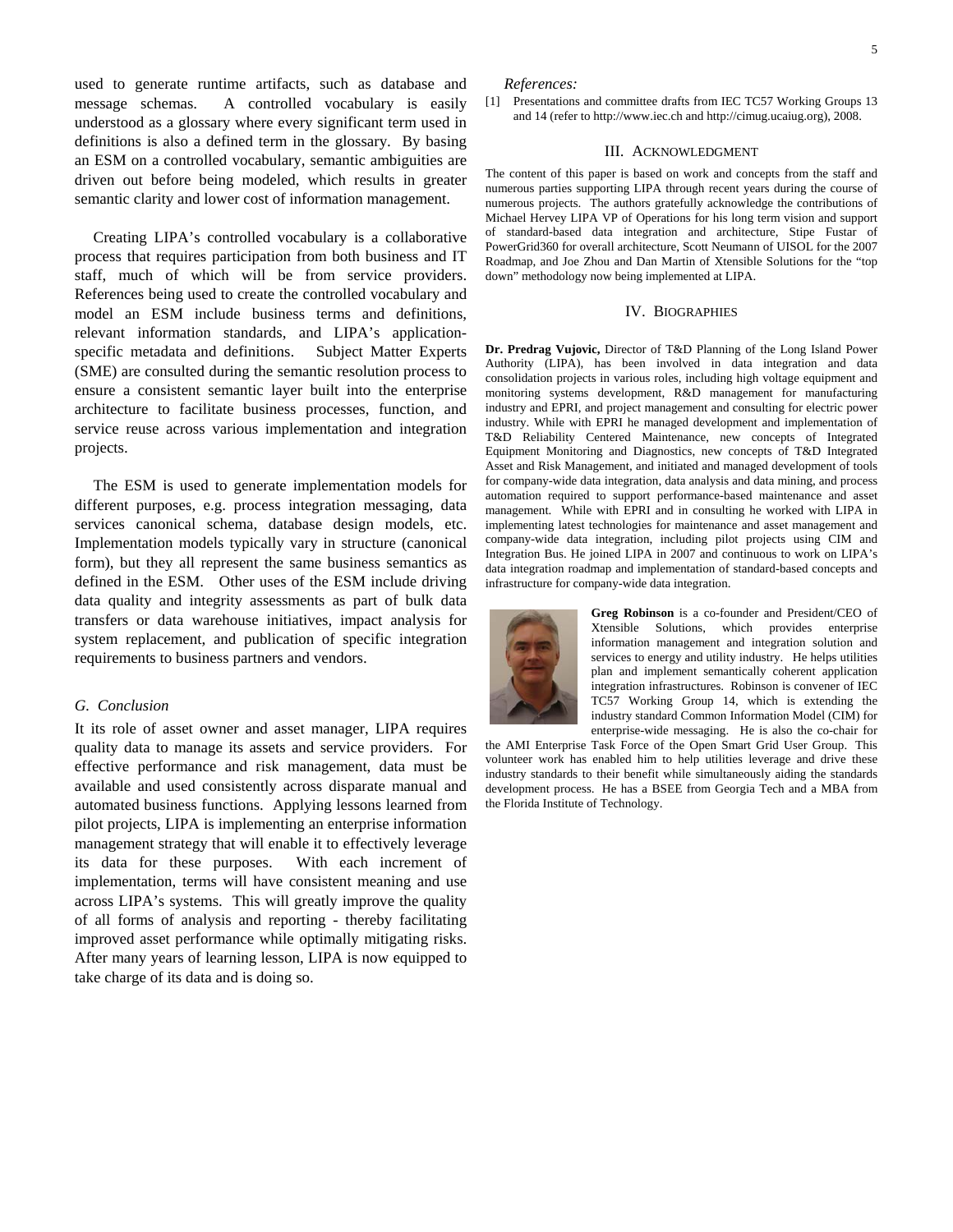used to generate runtime artifacts, such as database and message schemas. A controlled vocabulary is easily understood as a glossary where every significant term used in definitions is also a defined term in the glossary. By basing an ESM on a controlled vocabulary, semantic ambiguities are driven out before being modeled, which results in greater semantic clarity and lower cost of information management.

Creating LIPA's controlled vocabulary is a collaborative process that requires participation from both business and IT staff, much of which will be from service providers. References being used to create the controlled vocabulary and model an ESM include business terms and definitions, relevant information standards, and LIPA's application-specific metadata and definitions. Subject Matter Experts (SME) are consulted during the semantic resolution process to ensure a consistent semantic layer built into the enterprise architecture to facilitate business processes, function, and service reuse across various implementation and integration projects.

The ESM is used to generate implementation models for different purposes, e.g. process integration messaging, data services canonical schema, database design models, etc. Implementation models typically vary in structure (canonical form), but they all represent the same business semantics as defined in the ESM. Other uses of the ESM include driving data quality and integrity assessments as part of bulk data transfers or data warehouse initiatives, impact analysis for system replacement, and publication of specific integration requirements to business partners and vendors.

### *G. Conclusion*

It its role of asset owner and asset manager, LIPA requires quality data to manage its assets and service providers. For effective performance and risk management, data must be available and used consistently across disparate manual and automated business functions. Applying lessons learned from pilot projects, LIPA is implementing an enterprise information management strategy that will enable it to effectively leverage its data for these purposes. With each increment of implementation, terms will have consistent meaning and use across LIPA's systems. This will greatly improve the quality of all forms of analysis and reporting - thereby facilitating improved asset performance while optimally mitigating risks. After many years of learning lesson, LIPA is now equipped to take charge of its data and is doing so.

*References:*

[1] Presentations and committee drafts from IEC TC57 Working Groups 13 and 14 (refer to http://www.iec.ch and http://cimug.ucaiug.org), 2008.

## III. Acknowledgment

The content of this paper is based on work and concepts from the staff and numerous parties supporting LIPA through recent years during the course of numerous projects. The authors gratefully acknowledge the contributions of Michael Hervey LIPA VP of Operations for his long term vision and support of standard-based data integration and architecture, Stipe Fustar of PowerGrid360 for overall architecture, Scott Neumann of UISOL for the 2007 Roadmap, and Joe Zhou and Dan Martin of Xtensible Solutions for the "top down" methodology now being implemented at LIPA.

## IV. Biographies

**Dr. Predrag Vujovic,** Director of T&D Planning of the Long Island Power Authority (LIPA), has been involved in data integration and data consolidation projects in various roles, including high voltage equipment and monitoring systems development, R&D management for manufacturing industry and EPRI, and project management and consulting for electric power industry. While with EPRI he managed development and implementation of T&D Reliability Centered Maintenance, new concepts of Integrated Equipment Monitoring and Diagnostics, new concepts of T&D Integrated Asset and Risk Management, and initiated and managed development of tools for company-wide data integration, data analysis and data mining, and process automation required to support performance-based maintenance and asset management. While with EPRI and in consulting he worked with LIPA in implementing latest technologies for maintenance and asset management and company-wide data integration, including pilot projects using CIM and Integration Bus. He joined LIPA in 2007 and continuous to work on LIPA's data integration roadmap and implementation of standard-based concepts and infrastructure for company-wide data integration.

**Greg Robinson** is a co-founder and President/CEO of Xtensible Solutions, which provides enterprise information management and integration solution and services to energy and utility industry. He helps utilities plan and implement semantically coherent application integration infrastructures. Robinson is convener of IEC TC57 Working Group 14, which is extending the industry standard Common Information Model (CIM) for enterprise-wide messaging. He is also the co-chair for the AMI Enterprise Task Force of the Open Smart Grid User Group. This volunteer work has enabled him to help utilities leverage and drive these industry standards to their benefit while simultaneously aiding the standards development process. He has a BSEE from Georgia Tech and a MBA from the Florida Institute of Technology.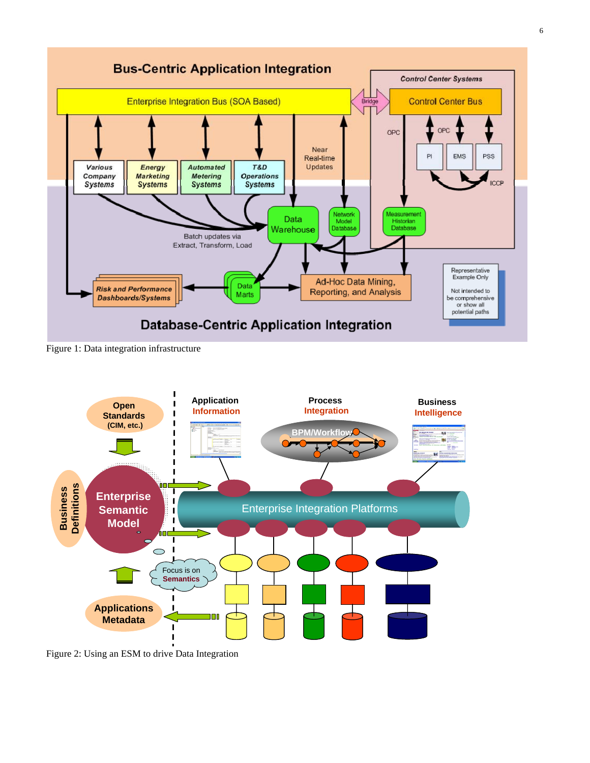Bus-Centric Application Integration

Enterprise Integration Bus (SOA Based)

Bridge

Control Center Systems

Control Center Bus

OPC

OPC

PI

EMS

PSS

ICCP

Near Real-time Updates

Various Company Systems

Energy Marketing Systems

Automated Metering Systems

T&D Operations Systems

Data Warehouse

Network Model Database

Measurement Historian Database

Batch updates via Extract, Transform, Load

Risk and Performance Dashboards/Systems

Data Marts

Ad-Hoc Data Mining, Reporting, and Analysis

Representative Example Only

Not intended to be comprehensive or show all potential paths

Database-Centric Application Integration

Figure 1: Data integration infrastructure

Open Standards (CIM, etc.)

Business Definitions

Enterprise Semantic Model

Focus is on Semantics

Applications Metadata

Application Information

Process Integration

BPM/Workflow

Business Intelligence

Enterprise Integration Platforms

Figure 2: Using an ESM to drive Data Integration